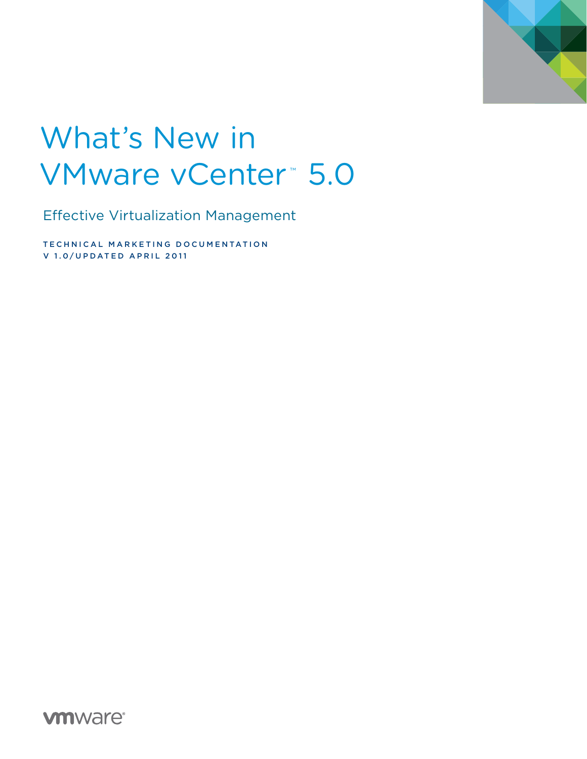# What's New in VMware vCenter™ 5.0

Effective Virtualization Management

TECHNICAL MARKETING DOCUMENTATION
V 1.0/UPDATED APRIL 2011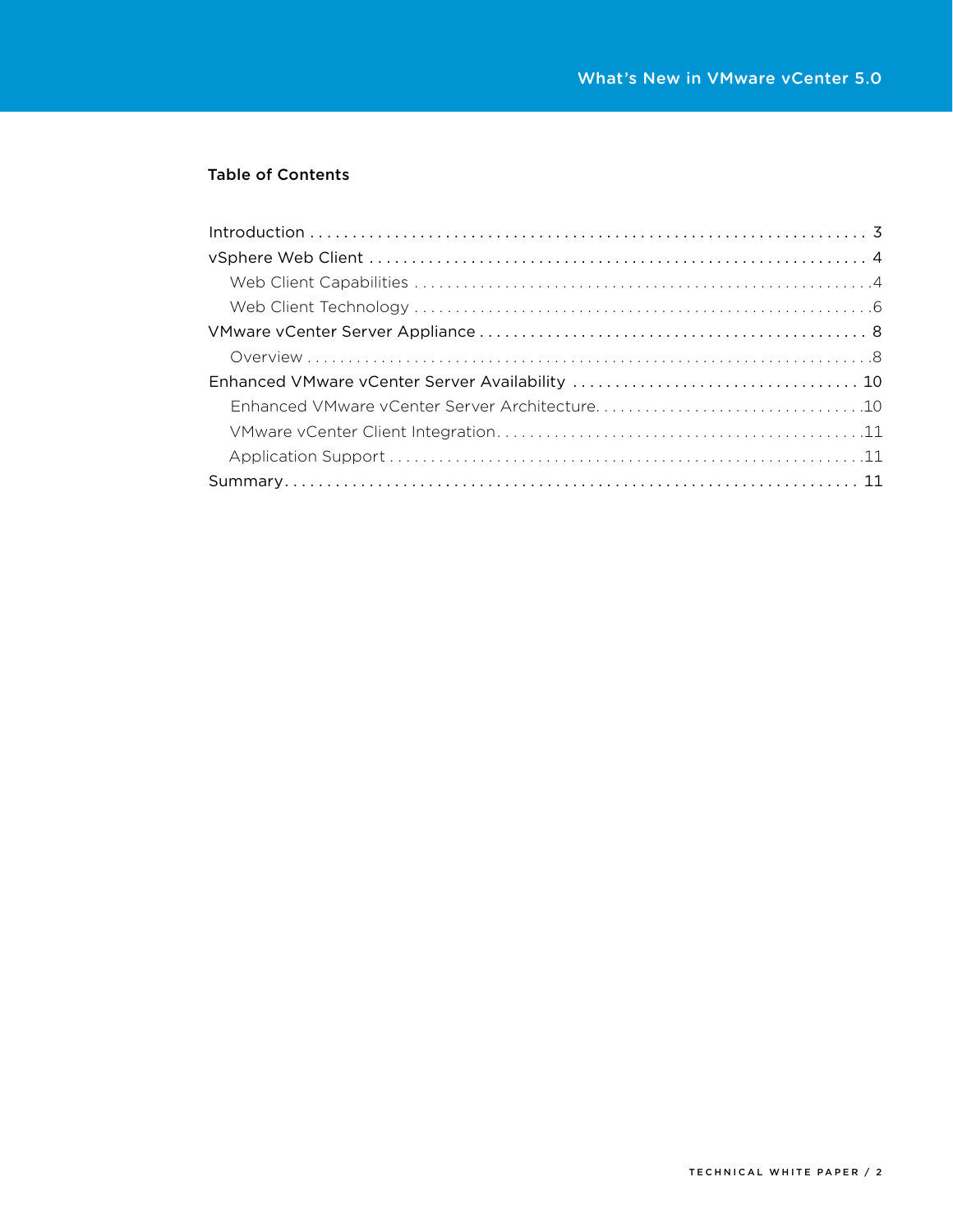## Table of Contents

- Introduction . . . . . . . . . . . . . . . . . . . . . . . . . . . . . . . . . . . . . . . . . . . . . . . . . . . . . . . . . . . . . . . 3
- vSphere Web Client . . . . . . . . . . . . . . . . . . . . . . . . . . . . . . . . . . . . . . . . . . . . . . . . . . . . . . . . . . 4
  - Web Client Capabilities . . . . . . . . . . . . . . . . . . . . . . . . . . . . . . . . . . . . . . . . . . . . . . . . . . . . . .4
  - Web Client Technology . . . . . . . . . . . . . . . . . . . . . . . . . . . . . . . . . . . . . . . . . . . . . . . . . . . . . . .6
- VMware vCenter Server Appliance . . . . . . . . . . . . . . . . . . . . . . . . . . . . . . . . . . . . . . . . . . . . 8
  - Overview . . . . . . . . . . . . . . . . . . . . . . . . . . . . . . . . . . . . . . . . . . . . . . . . . . . . . . . . . . . . . . . . . . .8
- Enhanced VMware vCenter Server Availability . . . . . . . . . . . . . . . . . . . . . . . . . . . . . . . . . 10
  - Enhanced VMware vCenter Server Architecture. . . . . . . . . . . . . . . . . . . . . . . . . . . . . . . .10
  - VMware vCenter Client Integration. . . . . . . . . . . . . . . . . . . . . . . . . . . . . . . . . . . . . . . . . . . .11
  - Application Support . . . . . . . . . . . . . . . . . . . . . . . . . . . . . . . . . . . . . . . . . . . . . . . . . . . . . . . . .11
- Summary. . . . . . . . . . . . . . . . . . . . . . . . . . . . . . . . . . . . . . . . . . . . . . . . . . . . . . . . . . . . . . . . . . . 11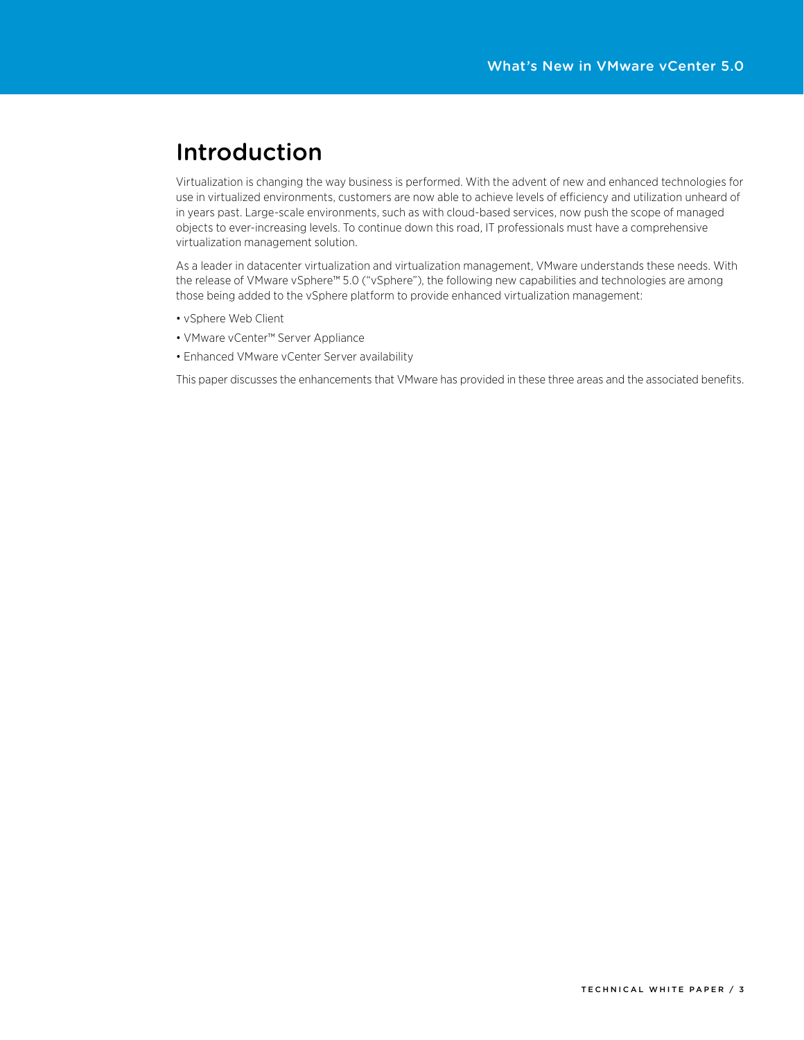# Introduction

Virtualization is changing the way business is performed. With the advent of new and enhanced technologies for use in virtualized environments, customers are now able to achieve levels of efficiency and utilization unheard of in years past. Large-scale environments, such as with cloud-based services, now push the scope of managed objects to ever-increasing levels. To continue down this road, IT professionals must have a comprehensive virtualization management solution.

As a leader in datacenter virtualization and virtualization management, VMware understands these needs. With the release of VMware vSphere™ 5.0 ("vSphere"), the following new capabilities and technologies are among those being added to the vSphere platform to provide enhanced virtualization management:

- vSphere Web Client
- VMware vCenter™ Server Appliance
- Enhanced VMware vCenter Server availability

This paper discusses the enhancements that VMware has provided in these three areas and the associated benefits.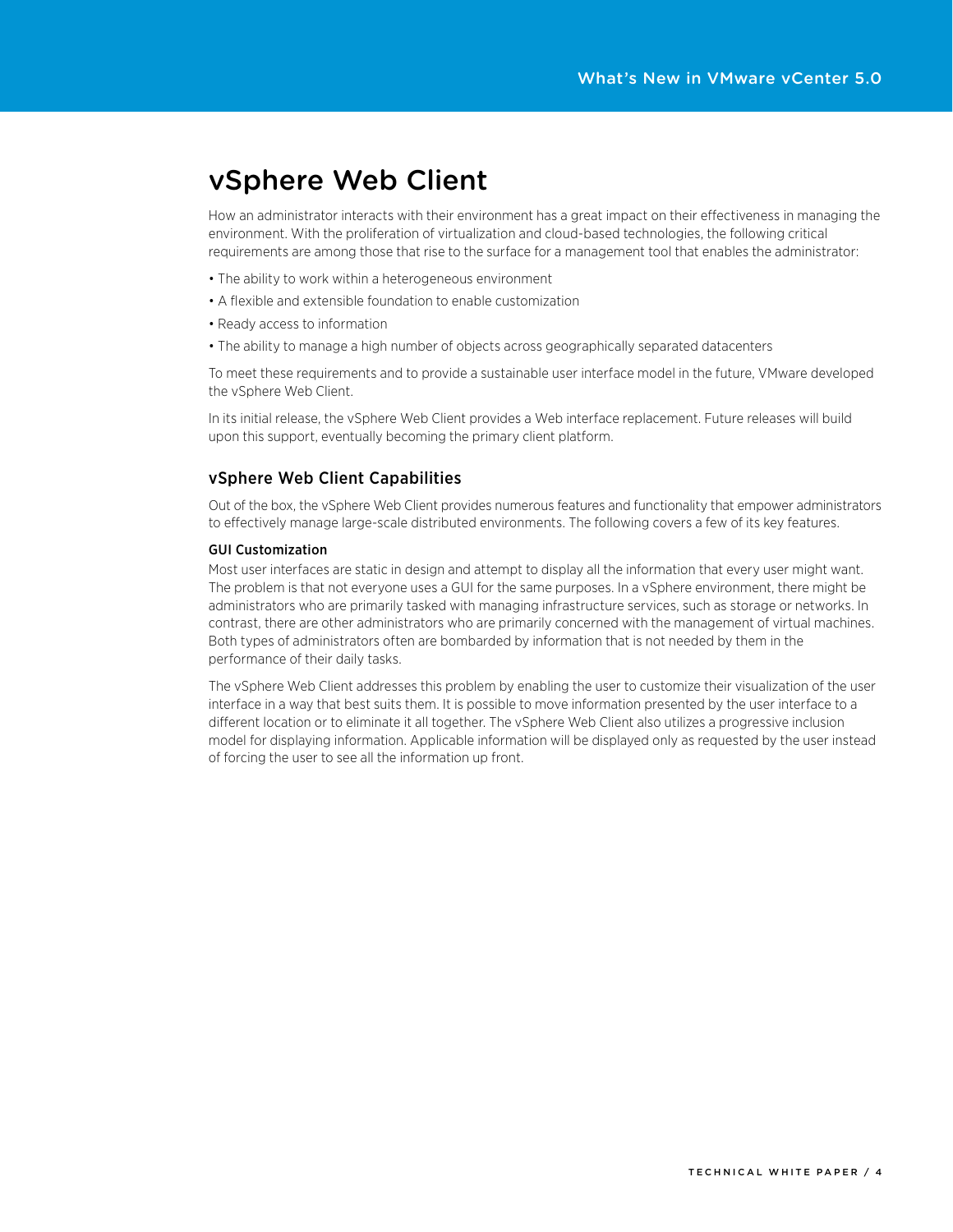# vSphere Web Client

How an administrator interacts with their environment has a great impact on their effectiveness in managing the environment. With the proliferation of virtualization and cloud-based technologies, the following critical requirements are among those that rise to the surface for a management tool that enables the administrator:

- The ability to work within a heterogeneous environment
- A flexible and extensible foundation to enable customization
- Ready access to information
- The ability to manage a high number of objects across geographically separated datacenters

To meet these requirements and to provide a sustainable user interface model in the future, VMware developed the vSphere Web Client.

In its initial release, the vSphere Web Client provides a Web interface replacement. Future releases will build upon this support, eventually becoming the primary client platform.

## vSphere Web Client Capabilities

Out of the box, the vSphere Web Client provides numerous features and functionality that empower administrators to effectively manage large-scale distributed environments. The following covers a few of its key features.

### GUI Customization

Most user interfaces are static in design and attempt to display all the information that every user might want. The problem is that not everyone uses a GUI for the same purposes. In a vSphere environment, there might be administrators who are primarily tasked with managing infrastructure services, such as storage or networks. In contrast, there are other administrators who are primarily concerned with the management of virtual machines. Both types of administrators often are bombarded by information that is not needed by them in the performance of their daily tasks.

The vSphere Web Client addresses this problem by enabling the user to customize their visualization of the user interface in a way that best suits them. It is possible to move information presented by the user interface to a different location or to eliminate it all together. The vSphere Web Client also utilizes a progressive inclusion model for displaying information. Applicable information will be displayed only as requested by the user instead of forcing the user to see all the information up front.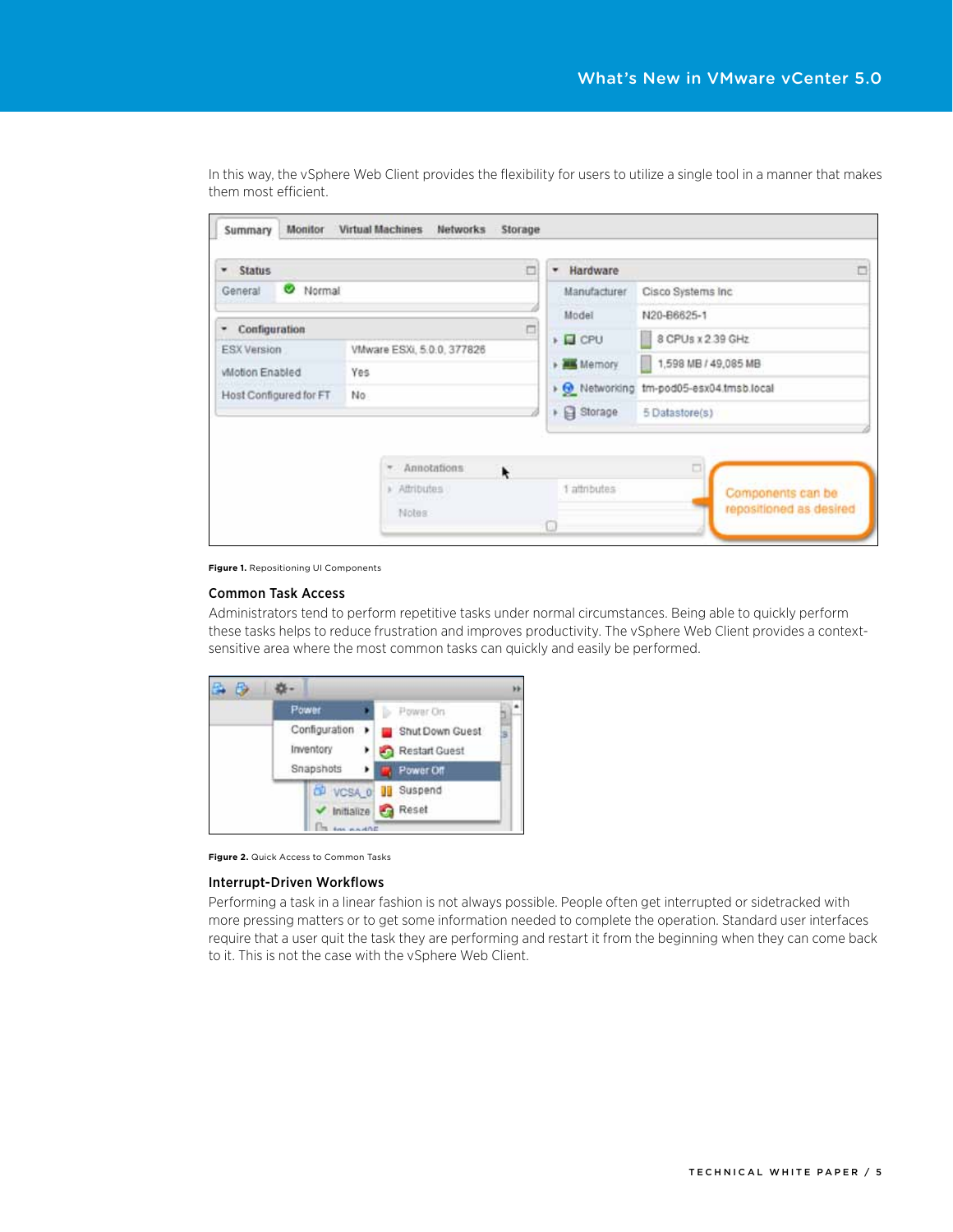In this way, the vSphere Web Client provides the flexibility for users to utilize a single tool in a manner that makes them most efficient.

**Figure 1.** Repositioning UI Components

### Common Task Access

Administrators tend to perform repetitive tasks under normal circumstances. Being able to quickly perform these tasks helps to reduce frustration and improves productivity. The vSphere Web Client provides a context-sensitive area where the most common tasks can quickly and easily be performed.

**Figure 2.** Quick Access to Common Tasks

### Interrupt-Driven Workflows

Performing a task in a linear fashion is not always possible. People often get interrupted or sidetracked with more pressing matters or to get some information needed to complete the operation. Standard user interfaces require that a user quit the task they are performing and restart it from the beginning when they can come back to it. This is not the case with the vSphere Web Client.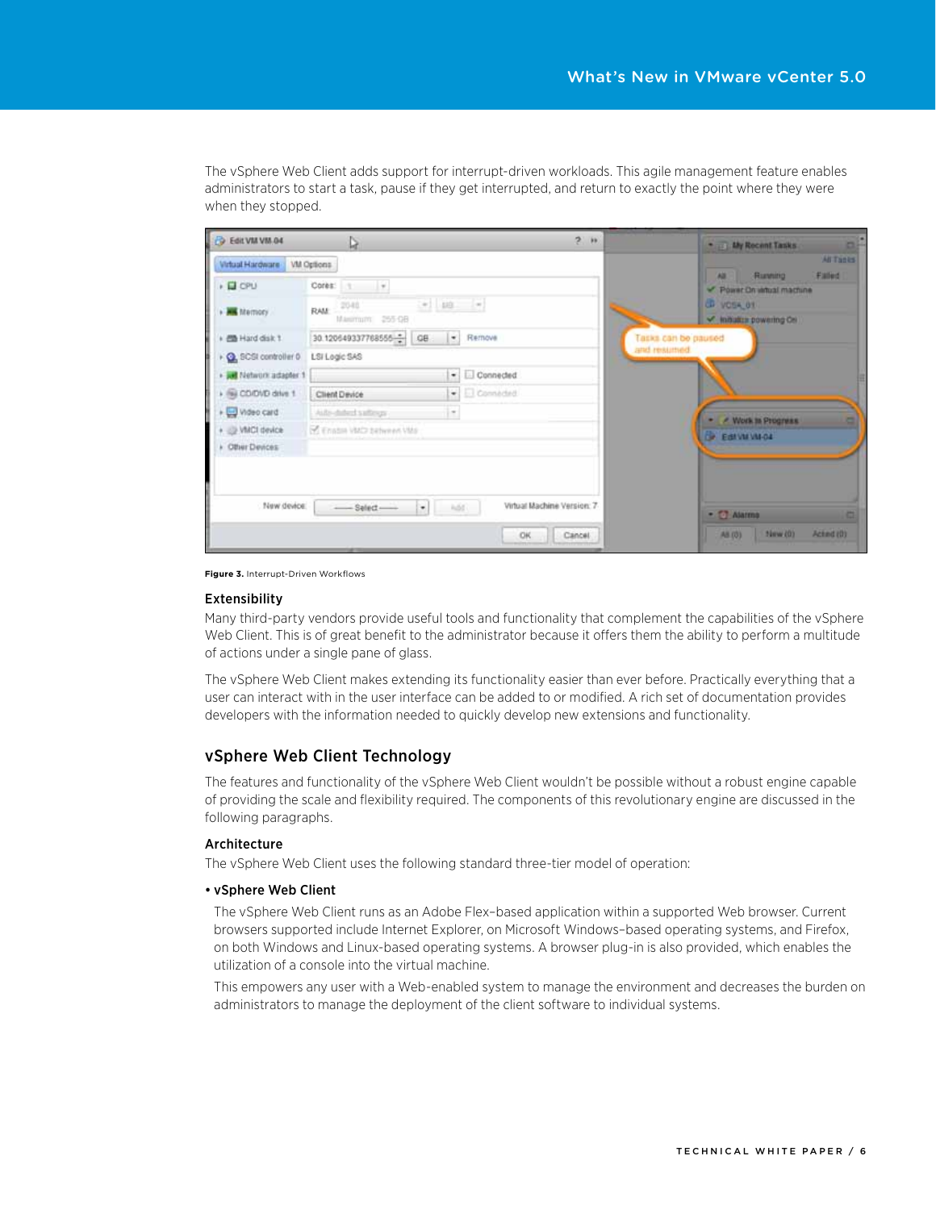The vSphere Web Client adds support for interrupt-driven workloads. This agile management feature enables administrators to start a task, pause if they get interrupted, and return to exactly the point where they were when they stopped.

**Figure 3.** Interrupt-Driven Workflows

### Extensibility

Many third-party vendors provide useful tools and functionality that complement the capabilities of the vSphere Web Client. This is of great benefit to the administrator because it offers them the ability to perform a multitude of actions under a single pane of glass.

The vSphere Web Client makes extending its functionality easier than ever before. Practically everything that a user can interact with in the user interface can be added to or modified. A rich set of documentation provides developers with the information needed to quickly develop new extensions and functionality.

## vSphere Web Client Technology

The features and functionality of the vSphere Web Client wouldn't be possible without a robust engine capable of providing the scale and flexibility required. The components of this revolutionary engine are discussed in the following paragraphs.

### Architecture

The vSphere Web Client uses the following standard three-tier model of operation:

- **vSphere Web Client**

  The vSphere Web Client runs as an Adobe Flex–based application within a supported Web browser. Current browsers supported include Internet Explorer, on Microsoft Windows–based operating systems, and Firefox, on both Windows and Linux-based operating systems. A browser plug-in is also provided, which enables the utilization of a console into the virtual machine.

  This empowers any user with a Web-enabled system to manage the environment and decreases the burden on administrators to manage the deployment of the client software to individual systems.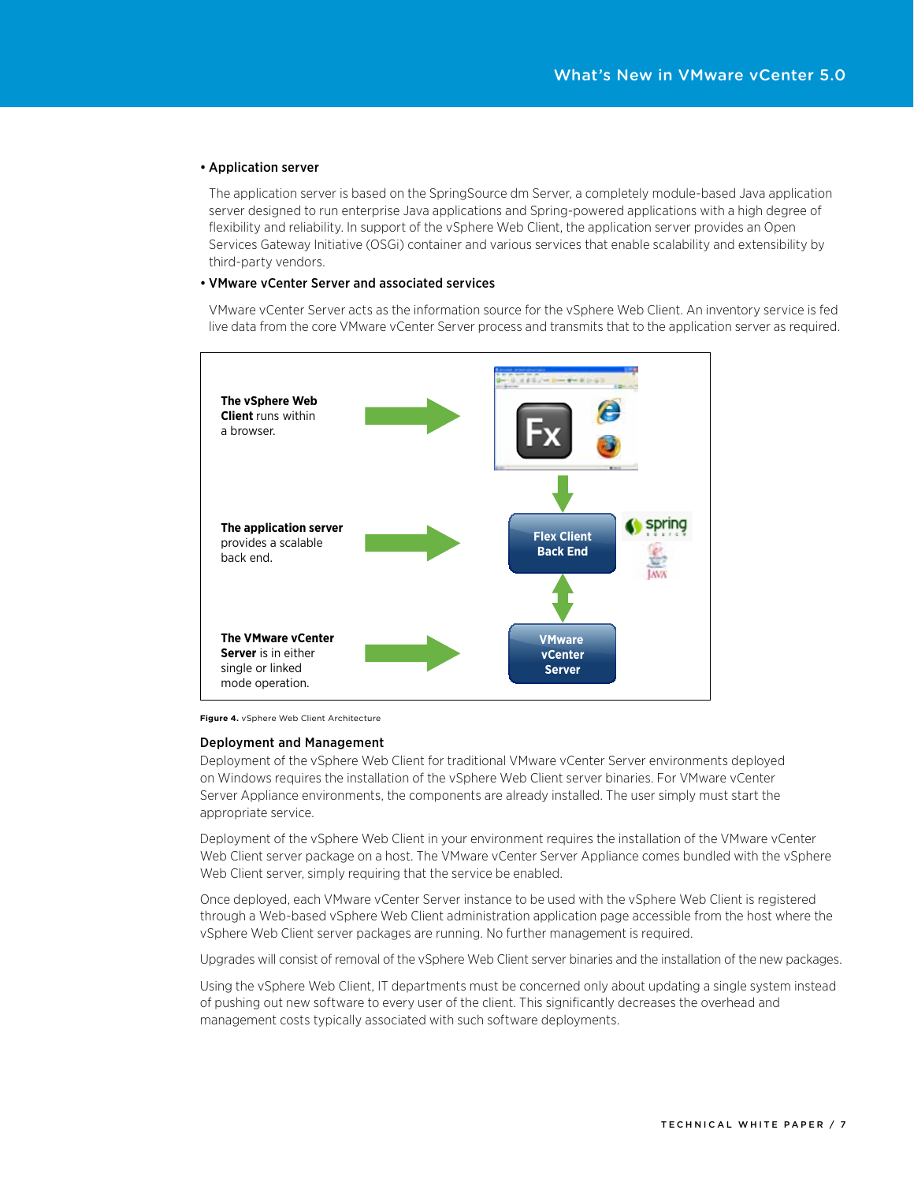- **Application server**

  The application server is based on the SpringSource dm Server, a completely module-based Java application server designed to run enterprise Java applications and Spring-powered applications with a high degree of flexibility and reliability. In support of the vSphere Web Client, the application server provides an Open Services Gateway Initiative (OSGi) container and various services that enable scalability and extensibility by third-party vendors.

- **VMware vCenter Server and associated services**

  VMware vCenter Server acts as the information source for the vSphere Web Client. An inventory service is fed live data from the core VMware vCenter Server process and transmits that to the application server as required.

**The vSphere Web Client** runs within a browser.

**The application server** provides a scalable back end.

**The VMware vCenter Server** is in either single or linked mode operation.

Flex Client Back End

VMware vCenter Server

**Figure 4.** vSphere Web Client Architecture

### Deployment and Management

Deployment of the vSphere Web Client for traditional VMware vCenter Server environments deployed on Windows requires the installation of the vSphere Web Client server binaries. For VMware vCenter Server Appliance environments, the components are already installed. The user simply must start the appropriate service.

Deployment of the vSphere Web Client in your environment requires the installation of the VMware vCenter Web Client server package on a host. The VMware vCenter Server Appliance comes bundled with the vSphere Web Client server, simply requiring that the service be enabled.

Once deployed, each VMware vCenter Server instance to be used with the vSphere Web Client is registered through a Web-based vSphere Web Client administration application page accessible from the host where the vSphere Web Client server packages are running. No further management is required.

Upgrades will consist of removal of the vSphere Web Client server binaries and the installation of the new packages.

Using the vSphere Web Client, IT departments must be concerned only about updating a single system instead of pushing out new software to every user of the client. This significantly decreases the overhead and management costs typically associated with such software deployments.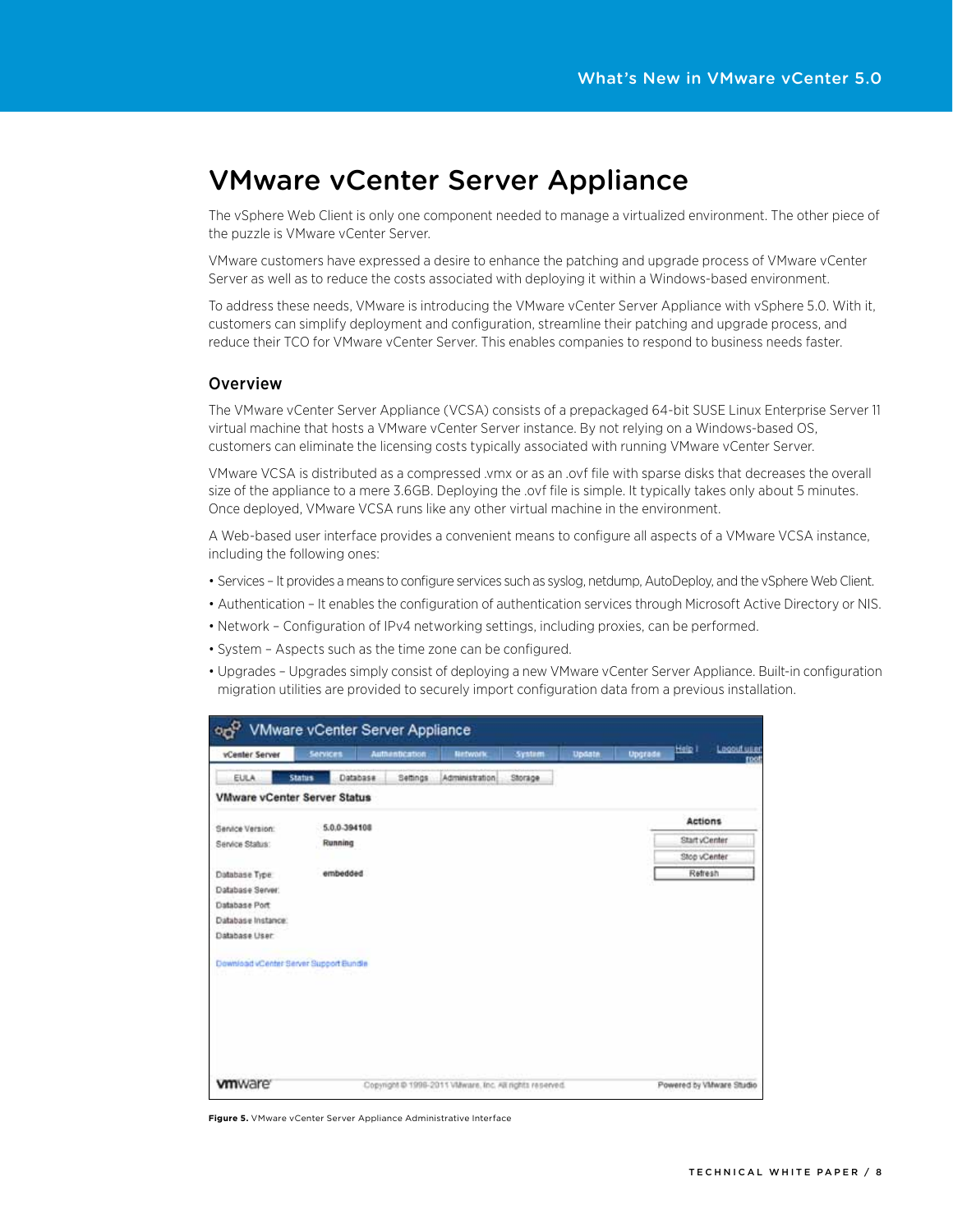# VMware vCenter Server Appliance

The vSphere Web Client is only one component needed to manage a virtualized environment. The other piece of the puzzle is VMware vCenter Server.

VMware customers have expressed a desire to enhance the patching and upgrade process of VMware vCenter Server as well as to reduce the costs associated with deploying it within a Windows-based environment.

To address these needs, VMware is introducing the VMware vCenter Server Appliance with vSphere 5.0. With it, customers can simplify deployment and configuration, streamline their patching and upgrade process, and reduce their TCO for VMware vCenter Server. This enables companies to respond to business needs faster.

## Overview

The VMware vCenter Server Appliance (VCSA) consists of a prepackaged 64-bit SUSE Linux Enterprise Server 11 virtual machine that hosts a VMware vCenter Server instance. By not relying on a Windows-based OS, customers can eliminate the licensing costs typically associated with running VMware vCenter Server.

VMware VCSA is distributed as a compressed .vmx or as an .ovf file with sparse disks that decreases the overall size of the appliance to a mere 3.6GB. Deploying the .ovf file is simple. It typically takes only about 5 minutes. Once deployed, VMware VCSA runs like any other virtual machine in the environment.

A Web-based user interface provides a convenient means to configure all aspects of a VMware VCSA instance, including the following ones:

- Services – It provides a means to configure services such as syslog, netdump, AutoDeploy, and the vSphere Web Client.
- Authentication – It enables the configuration of authentication services through Microsoft Active Directory or NIS.
- Network – Configuration of IPv4 networking settings, including proxies, can be performed.
- System – Aspects such as the time zone can be configured.
- Upgrades – Upgrades simply consist of deploying a new VMware vCenter Server Appliance. Built-in configuration migration utilities are provided to securely import configuration data from a previous installation.

**Figure 5.** VMware vCenter Server Appliance Administrative Interface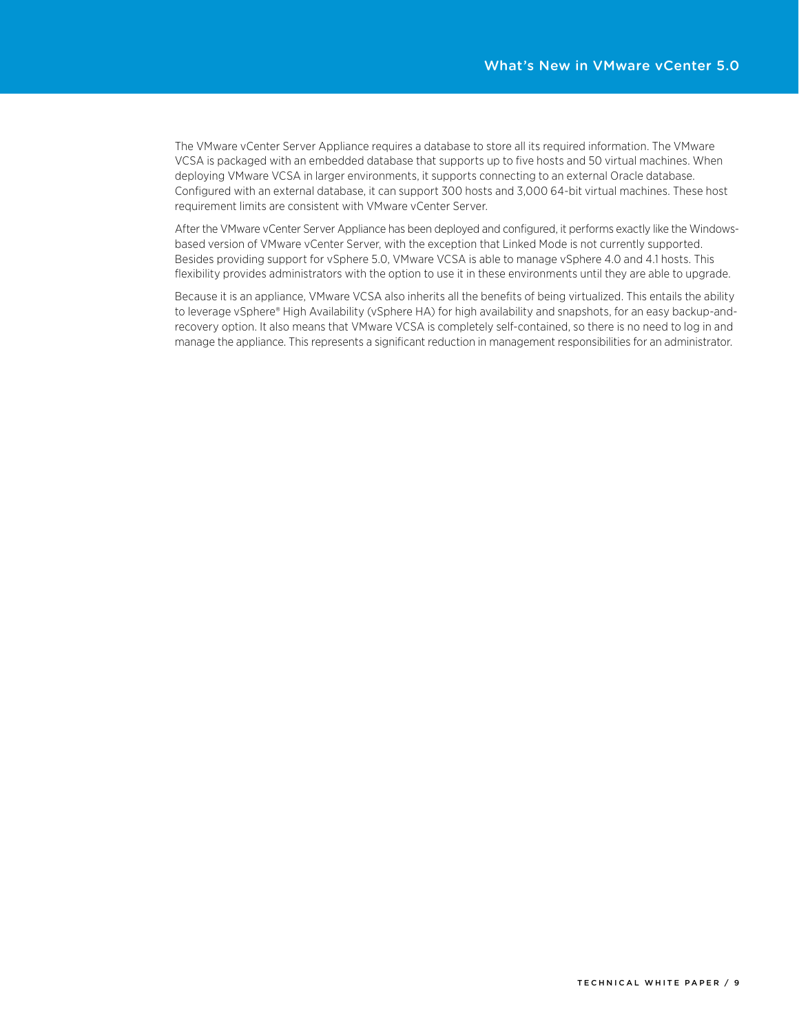The VMware vCenter Server Appliance requires a database to store all its required information. The VMware VCSA is packaged with an embedded database that supports up to five hosts and 50 virtual machines. When deploying VMware VCSA in larger environments, it supports connecting to an external Oracle database. Configured with an external database, it can support 300 hosts and 3,000 64-bit virtual machines. These host requirement limits are consistent with VMware vCenter Server.

After the VMware vCenter Server Appliance has been deployed and configured, it performs exactly like the Windows-based version of VMware vCenter Server, with the exception that Linked Mode is not currently supported. Besides providing support for vSphere 5.0, VMware VCSA is able to manage vSphere 4.0 and 4.1 hosts. This flexibility provides administrators with the option to use it in these environments until they are able to upgrade.

Because it is an appliance, VMware VCSA also inherits all the benefits of being virtualized. This entails the ability to leverage vSphere® High Availability (vSphere HA) for high availability and snapshots, for an easy backup-and-recovery option. It also means that VMware VCSA is completely self-contained, so there is no need to log in and manage the appliance. This represents a significant reduction in management responsibilities for an administrator.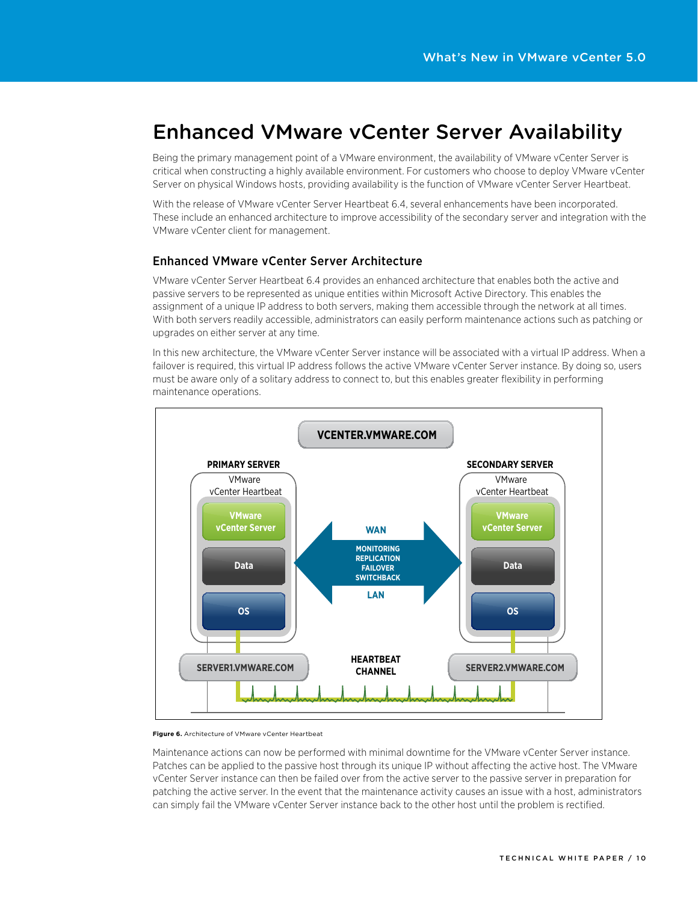# Enhanced VMware vCenter Server Availability

Being the primary management point of a VMware environment, the availability of VMware vCenter Server is critical when constructing a highly available environment. For customers who choose to deploy VMware vCenter Server on physical Windows hosts, providing availability is the function of VMware vCenter Server Heartbeat.

With the release of VMware vCenter Server Heartbeat 6.4, several enhancements have been incorporated. These include an enhanced architecture to improve accessibility of the secondary server and integration with the VMware vCenter client for management.

## Enhanced VMware vCenter Server Architecture

VMware vCenter Server Heartbeat 6.4 provides an enhanced architecture that enables both the active and passive servers to be represented as unique entities within Microsoft Active Directory. This enables the assignment of a unique IP address to both servers, making them accessible through the network at all times. With both servers readily accessible, administrators can easily perform maintenance actions such as patching or upgrades on either server at any time.

In this new architecture, the VMware vCenter Server instance will be associated with a virtual IP address. When a failover is required, this virtual IP address follows the active VMware vCenter Server instance. By doing so, users must be aware only of a solitary address to connect to, but this enables greater flexibility in performing maintenance operations.

VCENTER.VMWARE.COM

PRIMARY SERVER — VMware vCenter Heartbeat — VMware vCenter Server — Data — OS — SERVER1.VMWARE.COM

WAN — MONITORING, REPLICATION, FAILOVER, SWITCHBACK — LAN

SECONDARY SERVER — VMware vCenter Heartbeat — VMware vCenter Server — Data — OS — SERVER2.VMWARE.COM

HEARTBEAT CHANNEL

**Figure 6.** Architecture of VMware vCenter Heartbeat

Maintenance actions can now be performed with minimal downtime for the VMware vCenter Server instance. Patches can be applied to the passive host through its unique IP without affecting the active host. The VMware vCenter Server instance can then be failed over from the active server to the passive server in preparation for patching the active server. In the event that the maintenance activity causes an issue with a host, administrators can simply fail the VMware vCenter Server instance back to the other host until the problem is rectified.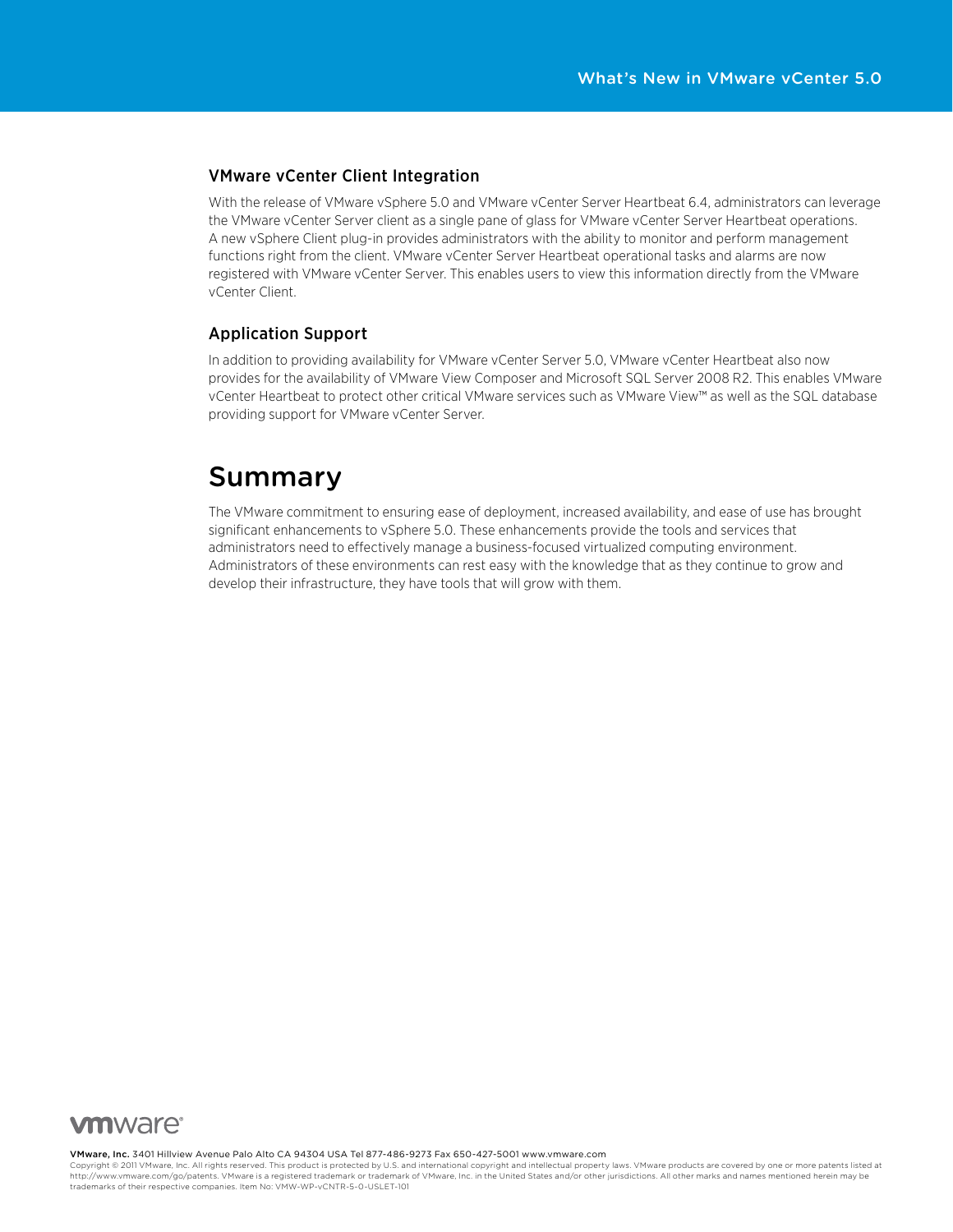### VMware vCenter Client Integration

With the release of VMware vSphere 5.0 and VMware vCenter Server Heartbeat 6.4, administrators can leverage the VMware vCenter Server client as a single pane of glass for VMware vCenter Server Heartbeat operations. A new vSphere Client plug-in provides administrators with the ability to monitor and perform management functions right from the client. VMware vCenter Server Heartbeat operational tasks and alarms are now registered with VMware vCenter Server. This enables users to view this information directly from the VMware vCenter Client.

### Application Support

In addition to providing availability for VMware vCenter Server 5.0, VMware vCenter Heartbeat also now provides for the availability of VMware View Composer and Microsoft SQL Server 2008 R2. This enables VMware vCenter Heartbeat to protect other critical VMware services such as VMware View™ as well as the SQL database providing support for VMware vCenter Server.

## Summary

The VMware commitment to ensuring ease of deployment, increased availability, and ease of use has brought significant enhancements to vSphere 5.0. These enhancements provide the tools and services that administrators need to effectively manage a business-focused virtualized computing environment. Administrators of these environments can rest easy with the knowledge that as they continue to grow and develop their infrastructure, they have tools that will grow with them.

**VMware, Inc.** 3401 Hillview Avenue Palo Alto CA 94304 USA Tel 877-486-9273 Fax 650-427-5001 www.vmware.com
Copyright © 2011 VMware, Inc. All rights reserved. This product is protected by U.S. and international copyright and intellectual property laws. VMware products are covered by one or more patents listed at http://www.vmware.com/go/patents. VMware is a registered trademark or trademark of VMware, Inc. in the United States and/or other jurisdictions. All other marks and names mentioned herein may be trademarks of their respective companies. Item No: VMW-WP-vCNTR-5-0-USLET-101